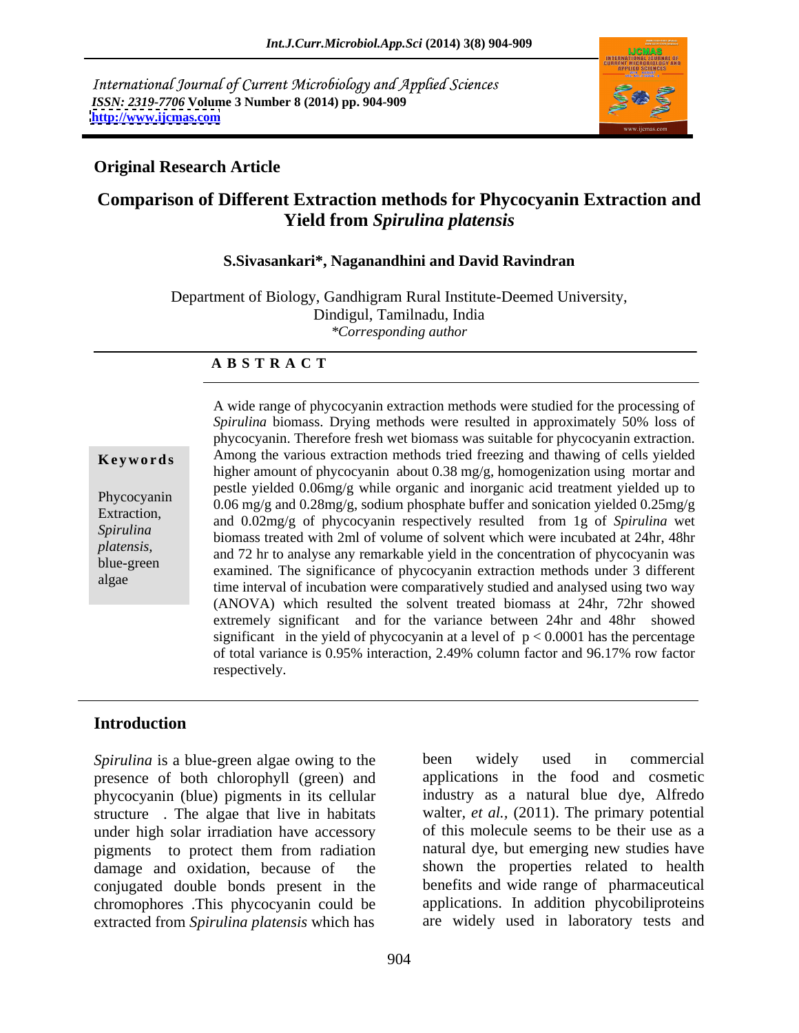International Journal of Current Microbiology and Applied Sciences
*ISSN: 2319-7706* **Volume 3 Number 8 (2014) pp. 904-909**
**http://www.ijcmas.com**

**Original Research Article**

# Comparison of Different Extraction methods for Phycocyanin Extraction and Yield from *Spirulina platensis*

**S.Sivasankari\*, Naganandhini and David Ravindran**

Department of Biology, Gandhigram Rural Institute-Deemed University, Dindigul, Tamilnadu, India
*\*Corresponding author*

## A B S T R A C T

**Keywords**

Phycocyanin Extraction, *Spirulina platensis,* blue-green algae

A wide range of phycocyanin extraction methods were studied for the processing of *Spirulina* biomass. Drying methods were resulted in approximately 50% loss of phycocyanin. Therefore fresh wet biomass was suitable for phycocyanin extraction. Among the various extraction methods tried freezing and thawing of cells yielded higher amount of phycocyanin about 0.38 mg/g, homogenization using mortar and pestle yielded 0.06mg/g while organic and inorganic acid treatment yielded up to 0.06 mg/g and 0.28mg/g, sodium phosphate buffer and sonication yielded 0.25mg/g and 0.02mg/g of phycocyanin respectively resulted from 1g of *Spirulina* wet biomass treated with 2ml of volume of solvent which were incubated at 24hr, 48hr and 72 hr to analyse any remarkable yield in the concentration of phycocyanin was examined. The significance of phycocyanin extraction methods under 3 different time interval of incubation were comparatively studied and analysed using two way (ANOVA) which resulted the solvent treated biomass at 24hr, 72hr showed extremely significant and for the variance between 24hr and 48hr showed significant in the yield of phycocyanin at a level of $p < 0.0001$ has the percentage of total variance is 0.95% interaction, 2.49% column factor and 96.17% row factor respectively.

## Introduction

*Spirulina* is a blue-green algae owing to the presence of both chlorophyll (green) and phycocyanin (blue) pigments in its cellular structure . The algae that live in habitats under high solar irradiation have accessory pigments to protect them from radiation damage and oxidation, because of the conjugated double bonds present in the chromophores .This phycocyanin could be extracted from *Spirulina platensis* which has been widely used in commercial applications in the food and cosmetic industry as a natural blue dye, Alfredo walter, *et al.,* (2011). The primary potential of this molecule seems to be their use as a natural dye, but emerging new studies have shown the properties related to health benefits and wide range of pharmaceutical applications. In addition phycobiliproteins are widely used in laboratory tests and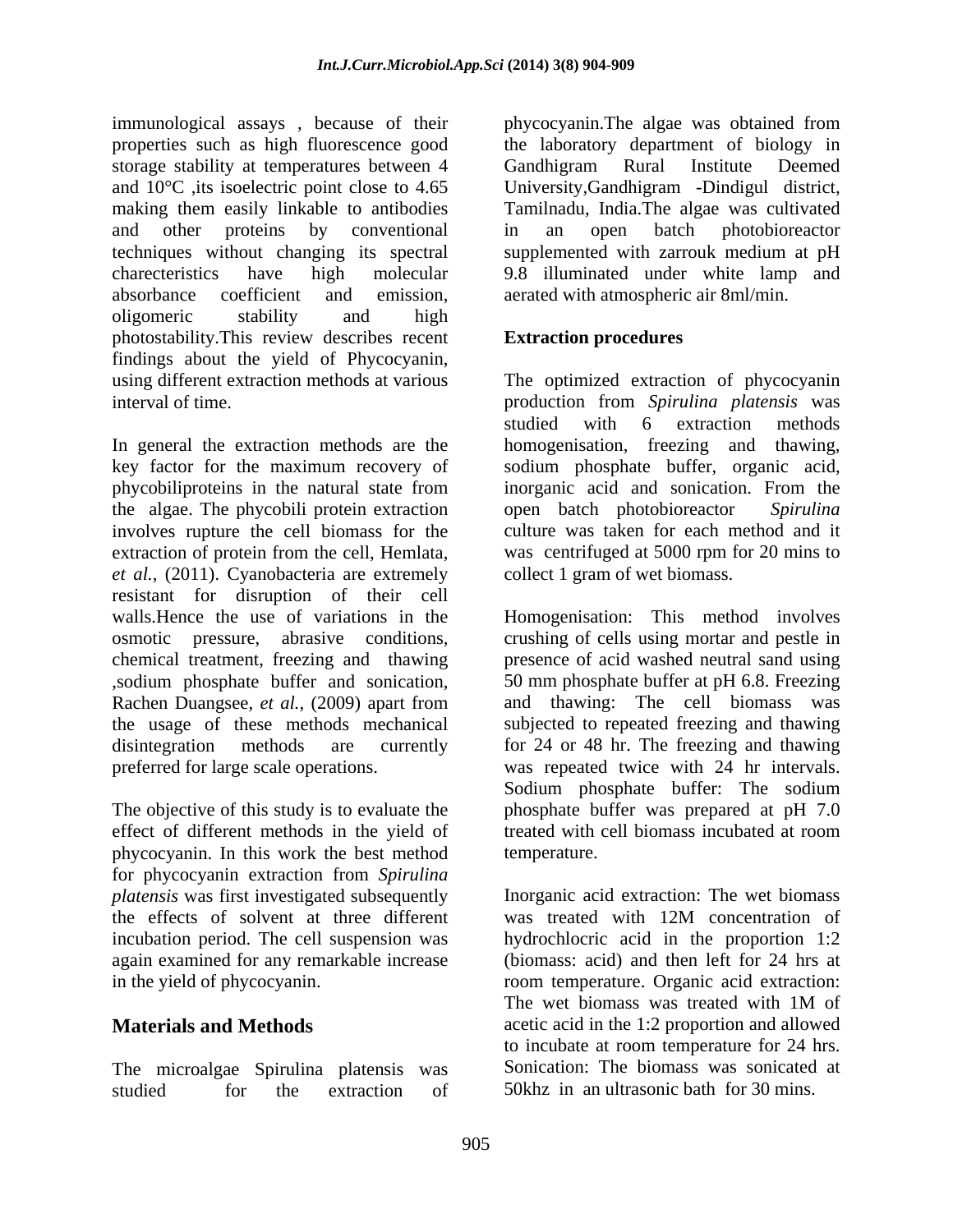immunological assays , because of their properties such as high fluorescence good storage stability at temperatures between 4 and 10°C ,its isoelectric point close to 4.65 making them easily linkable to antibodies and other proteins by conventional techniques without changing its spectral charecteristics have high molecular absorbance coefficient and emission, oligomeric stability and high photostability.This review describes recent findings about the yield of Phycocyanin, using different extraction methods at various interval of time.

In general the extraction methods are the key factor for the maximum recovery of phycobiliproteins in the natural state from the algae. The phycobili protein extraction involves rupture the cell biomass for the extraction of protein from the cell, Hemlata, *et al.,* (2011). Cyanobacteria are extremely resistant for disruption of their cell walls.Hence the use of variations in the osmotic pressure, abrasive conditions, chemical treatment, freezing and thawing ,sodium phosphate buffer and sonication, Rachen Duangsee, *et al.,* (2009) apart from the usage of these methods mechanical disintegration methods are currently preferred for large scale operations.

The objective of this study is to evaluate the effect of different methods in the yield of phycocyanin. In this work the best method for phycocyanin extraction from *Spirulina platensis* was first investigated subsequently the effects of solvent at three different incubation period. The cell suspension was again examined for any remarkable increase in the yield of phycocyanin.

## Materials and Methods

The microalgae Spirulina platensis was studied for the extraction of phycocyanin.The algae was obtained from the laboratory department of biology in Gandhigram Rural Institute Deemed University,Gandhigram -Dindigul district, Tamilnadu, India.The algae was cultivated in an open batch photobioreactor supplemented with zarrouk medium at pH 9.8 illuminated under white lamp and aerated with atmospheric air 8ml/min.

### Extraction procedures

The optimized extraction of phycocyanin production from *Spirulina platensis* was studied with 6 extraction methods homogenisation, freezing and thawing, sodium phosphate buffer, organic acid, inorganic acid and sonication. From the open batch photobioreactor *Spirulina* culture was taken for each method and it was centrifuged at 5000 rpm for 20 mins to collect 1 gram of wet biomass.

Homogenisation: This method involves crushing of cells using mortar and pestle in presence of acid washed neutral sand using 50 mm phosphate buffer at pH 6.8. Freezing and thawing: The cell biomass was subjected to repeated freezing and thawing for 24 or 48 hr. The freezing and thawing was repeated twice with 24 hr intervals. Sodium phosphate buffer: The sodium phosphate buffer was prepared at pH 7.0 treated with cell biomass incubated at room temperature.

Inorganic acid extraction: The wet biomass was treated with 12M concentration of hydrochlocric acid in the proportion 1:2 (biomass: acid) and then left for 24 hrs at room temperature. Organic acid extraction: The wet biomass was treated with 1M of acetic acid in the 1:2 proportion and allowed to incubate at room temperature for 24 hrs. Sonication: The biomass was sonicated at 50khz in an ultrasonic bath for 30 mins.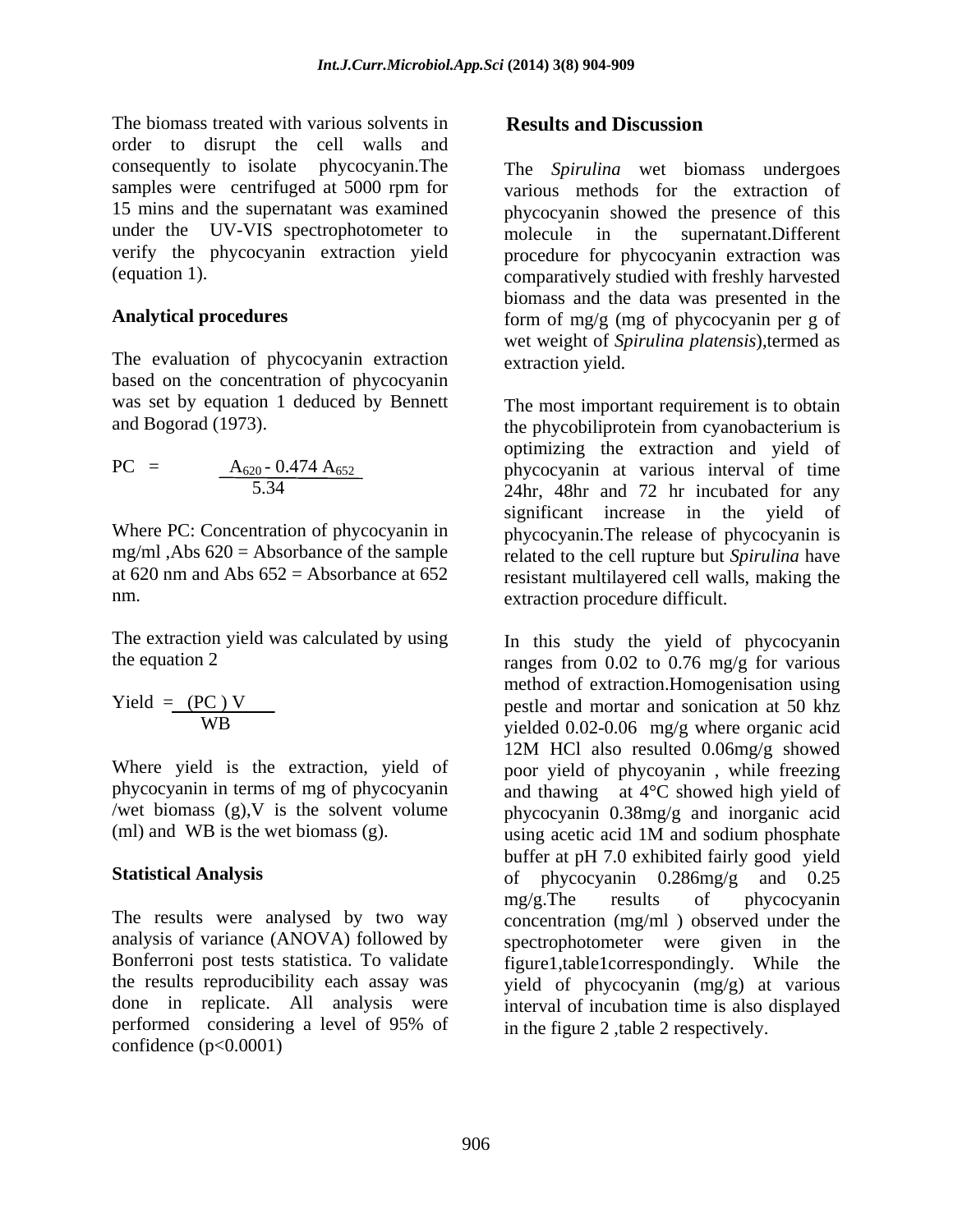The biomass treated with various solvents in order to disrupt the cell walls and consequently to isolate phycocyanin.The samples were centrifuged at 5000 rpm for 15 mins and the supernatant was examined under the UV-VIS spectrophotometer to verify the phycocyanin extraction yield (equation 1).

## Analytical procedures

The evaluation of phycocyanin extraction based on the concentration of phycocyanin was set by equation 1 deduced by Bennett and Bogorad (1973).

$$PC = \frac{A_{620} - 0.474\, A_{652}}{5.34}$$

Where PC: Concentration of phycocyanin in mg/ml ,Abs 620 = Absorbance of the sample at 620 nm and Abs 652 = Absorbance at 652 nm.

The extraction yield was calculated by using the equation 2

$$Yield = \frac{(PC)\,V}{WB}$$

Where yield is the extraction, yield of phycocyanin in terms of mg of phycocyanin /wet biomass (g),V is the solvent volume (ml) and WB is the wet biomass (g).

## Statistical Analysis

The results were analysed by two way analysis of variance (ANOVA) followed by Bonferroni post tests statistica. To validate the results reproducibility each assay was done in replicate. All analysis were performed considering a level of 95% of confidence ($p<0.0001$)

## Results and Discussion

The *Spirulina* wet biomass undergoes various methods for the extraction of phycocyanin showed the presence of this molecule in the supernatant.Different procedure for phycocyanin extraction was comparatively studied with freshly harvested biomass and the data was presented in the form of mg/g (mg of phycocyanin per g of wet weight of *Spirulina platensis*),termed as extraction yield.

The most important requirement is to obtain the phycobiliprotein from cyanobacterium is optimizing the extraction and yield of phycocyanin at various interval of time 24hr, 48hr and 72 hr incubated for any significant increase in the yield of phycocyanin.The release of phycocyanin is related to the cell rupture but *Spirulina* have resistant multilayered cell walls, making the extraction procedure difficult.

In this study the yield of phycocyanin ranges from 0.02 to 0.76 mg/g for various method of extraction.Homogenisation using pestle and mortar and sonication at 50 khz yielded 0.02-0.06 mg/g where organic acid 12M HCl also resulted 0.06mg/g showed poor yield of phycoyanin , while freezing and thawing at 4°C showed high yield of phycocyanin 0.38mg/g and inorganic acid using acetic acid 1M and sodium phosphate buffer at pH 7.0 exhibited fairly good yield of phycocyanin 0.286mg/g and 0.25 mg/g.The results of phycocyanin concentration (mg/ml ) observed under the spectrophotometer were given in the figure1,table1correspondingly. While the yield of phycocyanin (mg/g) at various interval of incubation time is also displayed in the figure 2 ,table 2 respectively.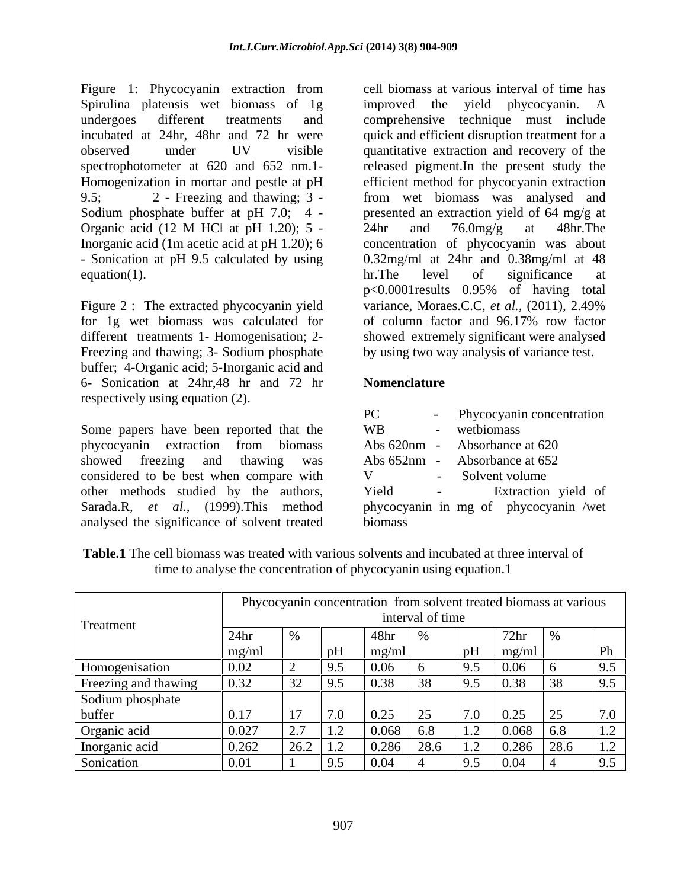Figure 1: Phycocyanin extraction from Spirulina platensis wet biomass of 1g undergoes different treatments and incubated at 24hr, 48hr and 72 hr were observed under UV visible spectrophotometer at 620 and 652 nm.1- Homogenization in mortar and pestle at pH 9.5; 2 - Freezing and thawing; 3 - Sodium phosphate buffer at pH 7.0; 4 - Organic acid (12 M HCl at pH 1.20); 5 - Inorganic acid (1m acetic acid at pH 1.20); 6 - Sonication at pH 9.5 calculated by using equation(1).

Figure 2 : The extracted phycocyanin yield for 1g wet biomass was calculated for different treatments 1- Homogenisation; 2- Freezing and thawing; 3- Sodium phosphate buffer; 4-Organic acid; 5-Inorganic acid and 6- Sonication at 24hr,48 hr and 72 hr respectively using equation (2).

Some papers have been reported that the phycocyanin extraction from biomass showed freezing and thawing was considered to be best when compare with other methods studied by the authors, Sarada.R, *et al.*, (1999).This method analysed the significance of solvent treated cell biomass at various interval of time has improved the yield phycocyanin. A comprehensive technique must include quick and efficient disruption treatment for a quantitative extraction and recovery of the released pigment.In the present study the efficient method for phycocyanin extraction from wet biomass was analysed and presented an extraction yield of 64 mg/g at 24hr and 76.0mg/g at 48hr.The concentration of phycocyanin was about 0.32mg/ml at 24hr and 0.38mg/ml at 48 hr.The level of significance at $p<0.0001$results 0.95% of having total variance, Moraes.C.C, *et al.*, (2011), 2.49% of column factor and 96.17% row factor showed extremely significant were analysed by using two way analysis of variance test.

**Nomenclature**

PC - Phycocyanin concentration
WB - wetbiomass
Abs 620nm - Absorbance at 620
Abs 652nm - Absorbance at 652
V - Solvent volume
Yield - Extraction yield of phycocyanin in mg of phycocyanin /wet biomass

**Table.1** The cell biomass was treated with various solvents and incubated at three interval of time to analyse the concentration of phycocyanin using equation.1

| Treatment | Phycocyanin concentration from solvent treated biomass at various interval of time | | | | | | | | |
|---|---|---|---|---|---|---|---|---|---|
| | 24hr mg/ml | % | pH | 48hr mg/ml | % | pH | 72hr mg/ml | % | Ph |
| Homogenisation | 0.02 | 2 | 9.5 | 0.06 | 6 | 9.5 | 0.06 | 6 | 9.5 |
| Freezing and thawing | 0.32 | 32 | 9.5 | 0.38 | 38 | 9.5 | 0.38 | 38 | 9.5 |
| Sodium phosphate buffer | 0.17 | 17 | 7.0 | 0.25 | 25 | 7.0 | 0.25 | 25 | 7.0 |
| Organic acid | 0.027 | 2.7 | 1.2 | 0.068 | 6.8 | 1.2 | 0.068 | 6.8 | 1.2 |
| Inorganic acid | 0.262 | 26.2 | 1.2 | 0.286 | 28.6 | 1.2 | 0.286 | 28.6 | 1.2 |
| Sonication | 0.01 | 1 | 9.5 | 0.04 | 4 | 9.5 | 0.04 | 4 | 9.5 |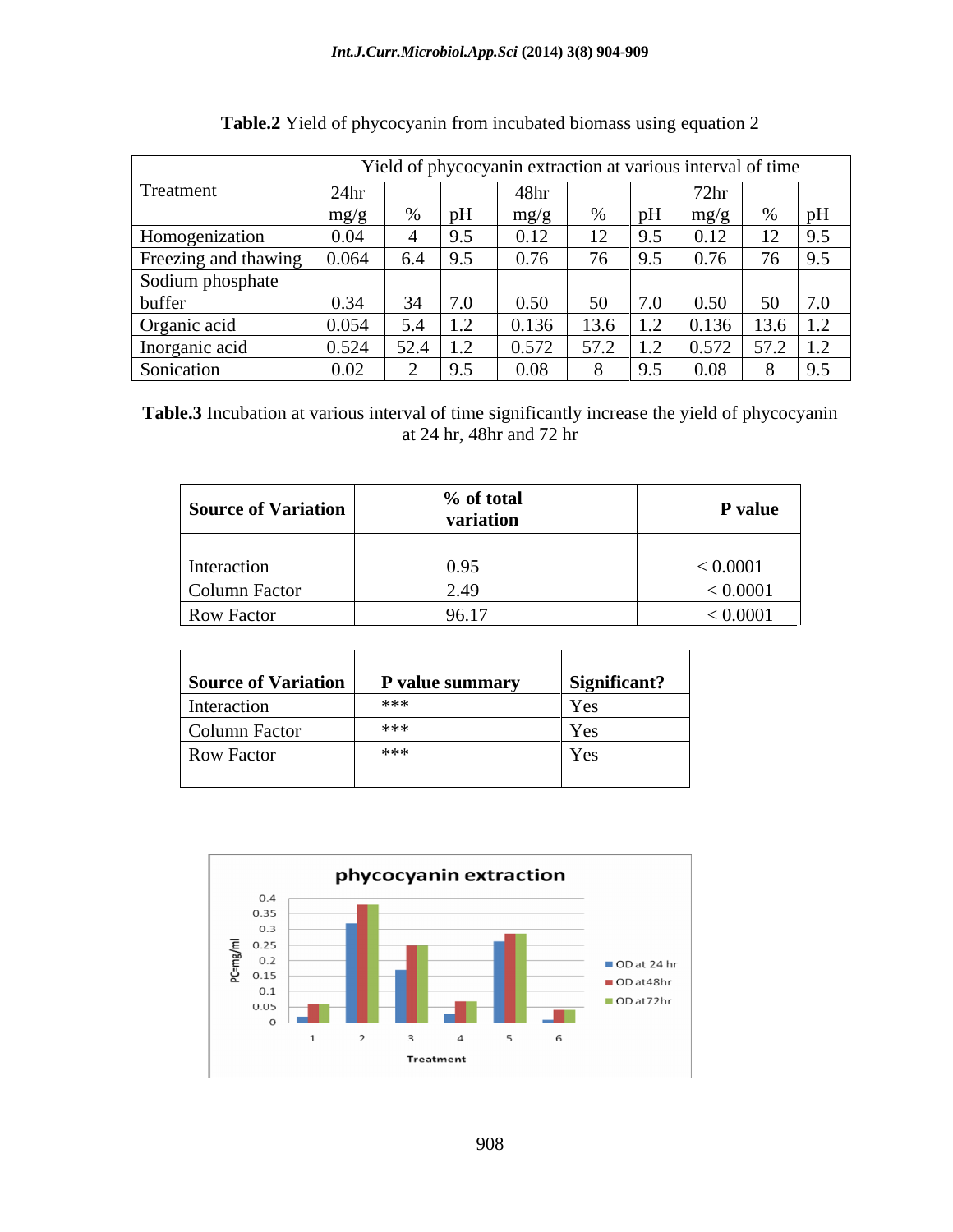**Table.2** Yield of phycocyanin from incubated biomass using equation 2

| Treatment | Yield of phycocyanin extraction at various interval of time | | | | | | | | |
|---|---|---|---|---|---|---|---|---|---|
| | 24hr | | | 48hr | | | 72hr | | |
| | mg/g | % | pH | mg/g | % | pH | mg/g | % | pH |
| Homogenization | 0.04 | 4 | 9.5 | 0.12 | 12 | 9.5 | 0.12 | 12 | 9.5 |
| Freezing and thawing | 0.064 | 6.4 | 9.5 | 0.76 | 76 | 9.5 | 0.76 | 76 | 9.5 |
| Sodium phosphate buffer | 0.34 | 34 | 7.0 | 0.50 | 50 | 7.0 | 0.50 | 50 | 7.0 |
| Organic acid | 0.054 | 5.4 | 1.2 | 0.136 | 13.6 | 1.2 | 0.136 | 13.6 | 1.2 |
| Inorganic acid | 0.524 | 52.4 | 1.2 | 0.572 | 57.2 | 1.2 | 0.572 | 57.2 | 1.2 |
| Sonication | 0.02 | 2 | 9.5 | 0.08 | 8 | 9.5 | 0.08 | 8 | 9.5 |

**Table.3** Incubation at various interval of time significantly increase the yield of phycocyanin at 24 hr, 48hr and 72 hr

| Source of Variation | % of total variation | P value |
|---|---|---|
| Interaction | 0.95 | < 0.0001 |
| Column Factor | 2.49 | < 0.0001 |
| Row Factor | 96.17 | < 0.0001 |

| Source of Variation | P value summary | Significant? |
|---|---|---|
| Interaction | *** | Yes |
| Column Factor | *** | Yes |
| Row Factor | *** | Yes |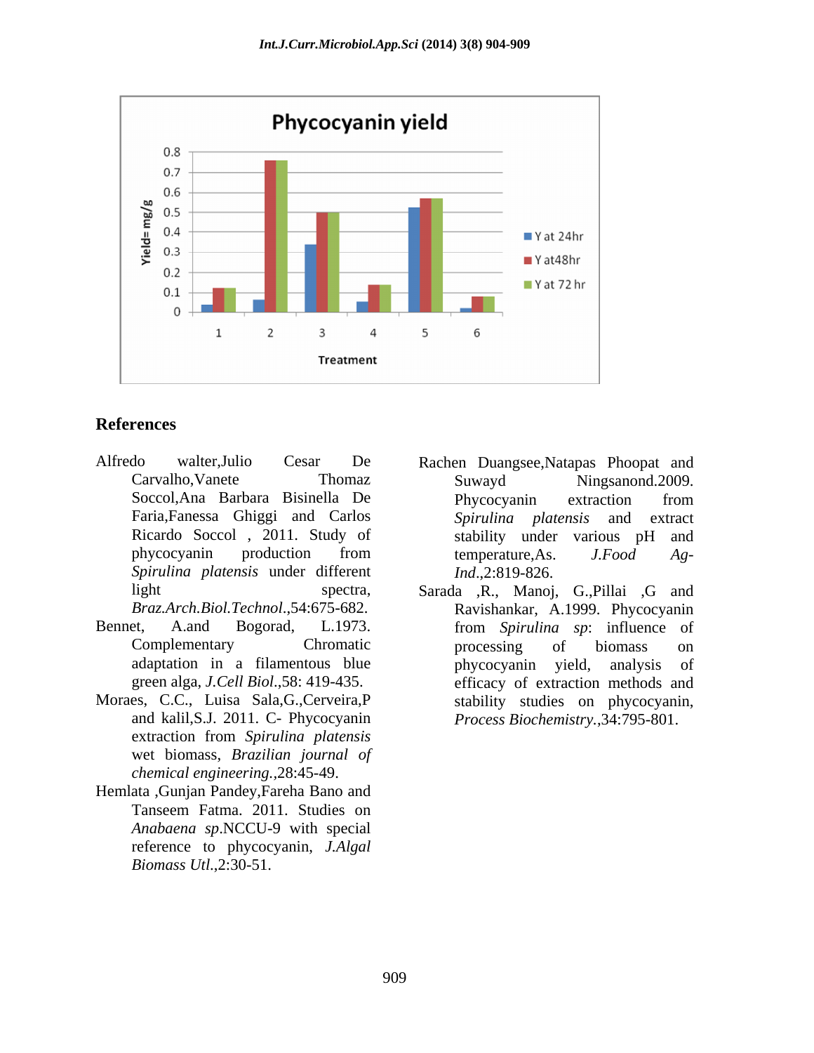Phycocyanin yield

Yield= mg/g

0.8
0.7
0.6
0.5
0.4
0.3
0.2
0.1
0

1 2 3 4 5 6

Treatment

Y at 24hr
Y at48hr
Y at 72 hr

## References

Alfredo walter,Julio Cesar De Carvalho,Vanete Thomaz Soccol,Ana Barbara Bisinella De Faria,Fanessa Ghiggi and Carlos Ricardo Soccol , 2011. Study of phycocyanin production from *Spirulina platensis* under different light spectra, *Braz.Arch.Biol.Technol.*,54:675-682.

Bennet, A.and Bogorad, L.1973. Complementary Chromatic adaptation in a filamentous blue green alga, *J.Cell Biol.*,58: 419-435.

Moraes, C.C., Luisa Sala,G.,Cerveira,P and kalil,S.J. 2011. C- Phycocyanin extraction from *Spirulina platensis* wet biomass, *Brazilian journal of chemical engineering.*,28:45-49.

Hemlata ,Gunjan Pandey,Fareha Bano and Tanseem Fatma. 2011. Studies on *Anabaena sp*.NCCU-9 with special reference to phycocyanin, *J.Algal Biomass Utl*.,2:30-51.

Rachen Duangsee,Natapas Phoopat and Suwayd Ningsanond.2009. Phycocyanin extraction from *Spirulina platensis* and extract stability under various pH and temperature,As. *J.Food Ag-Ind*.,2:819-826.

Sarada ,R., Manoj, G.,Pillai ,G and Ravishankar, A.1999. Phycocyanin from *Spirulina sp*: influence of processing of biomass on phycocyanin yield, analysis of efficacy of extraction methods and stability studies on phycocyanin, *Process Biochemistry.*,34:795-801.